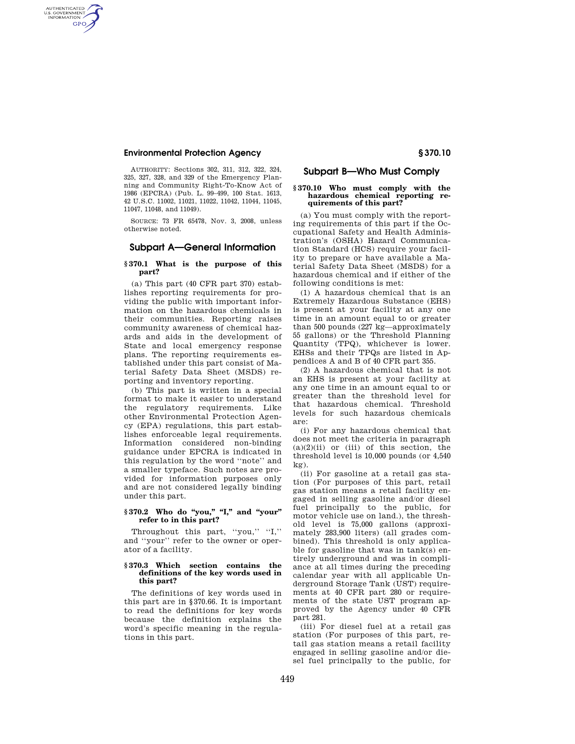AUTHORITY: Sections 302, 311, 312, 322, 324, 325, 327, 328, and 329 of the Emergency Planning and Community Right-To-Know Act of 1986 (EPCRA) (Pub. L. 99–499, 100 Stat. 1613, 42 U.S.C. 11002, 11021, 11022, 11042, 11044, 11045, 11047, 11048, and 11049).

SOURCE: 73 FR 65478, Nov. 3, 2008, unless otherwise noted.

## Subpart A—General Information

### § 370.1 What is the purpose of this part?

(a) This part (40 CFR part 370) establishes reporting requirements for providing the public with important information on the hazardous chemicals in their communities. Reporting raises community awareness of chemical hazards and aids in the development of State and local emergency response plans. The reporting requirements established under this part consist of Material Safety Data Sheet (MSDS) reporting and inventory reporting.

(b) This part is written in a special format to make it easier to understand the regulatory requirements. Like other Environmental Protection Agency (EPA) regulations, this part establishes enforceable legal requirements. Information considered non-binding guidance under EPCRA is indicated in this regulation by the word ''note'' and a smaller typeface. Such notes are provided for information purposes only and are not considered legally binding under this part.

### § 370.2 Who do "you," "I," and "your" refer to in this part?

Throughout this part, ''you,'' ''I,'' and ''your'' refer to the owner or operator of a facility.

### § 370.3 Which section contains the definitions of the key words used in this part?

The definitions of key words used in this part are in §370.66. It is important to read the definitions for key words because the definition explains the word's specific meaning in the regulations in this part.

## Subpart B—Who Must Comply

### § 370.10 Who must comply with the hazardous chemical reporting requirements of this part?

(a) You must comply with the reporting requirements of this part if the Occupational Safety and Health Administration's (OSHA) Hazard Communication Standard (HCS) require your facility to prepare or have available a Material Safety Data Sheet (MSDS) for a hazardous chemical and if either of the following conditions is met:

(1) A hazardous chemical that is an Extremely Hazardous Substance (EHS) is present at your facility at any one time in an amount equal to or greater than 500 pounds (227 kg—approximately 55 gallons) or the Threshold Planning Quantity (TPQ), whichever is lower. EHSs and their TPQs are listed in Appendices A and B of 40 CFR part 355.

(2) A hazardous chemical that is not an EHS is present at your facility at any one time in an amount equal to or greater than the threshold level for that hazardous chemical. Threshold levels for such hazardous chemicals are:

(i) For any hazardous chemical that does not meet the criteria in paragraph (a)(2)(ii) or (iii) of this section, the threshold level is 10,000 pounds (or 4,540 kg).

(ii) For gasoline at a retail gas station (For purposes of this part, retail gas station means a retail facility engaged in selling gasoline and/or diesel fuel principally to the public, for motor vehicle use on land.), the threshold level is 75,000 gallons (approximately 283,900 liters) (all grades combined). This threshold is only applicable for gasoline that was in tank(s) entirely underground and was in compliance at all times during the preceding calendar year with all applicable Underground Storage Tank (UST) requirements at 40 CFR part 280 or requirements of the state UST program approved by the Agency under 40 CFR part 281.

(iii) For diesel fuel at a retail gas station (For purposes of this part, retail gas station means a retail facility engaged in selling gasoline and/or diesel fuel principally to the public, for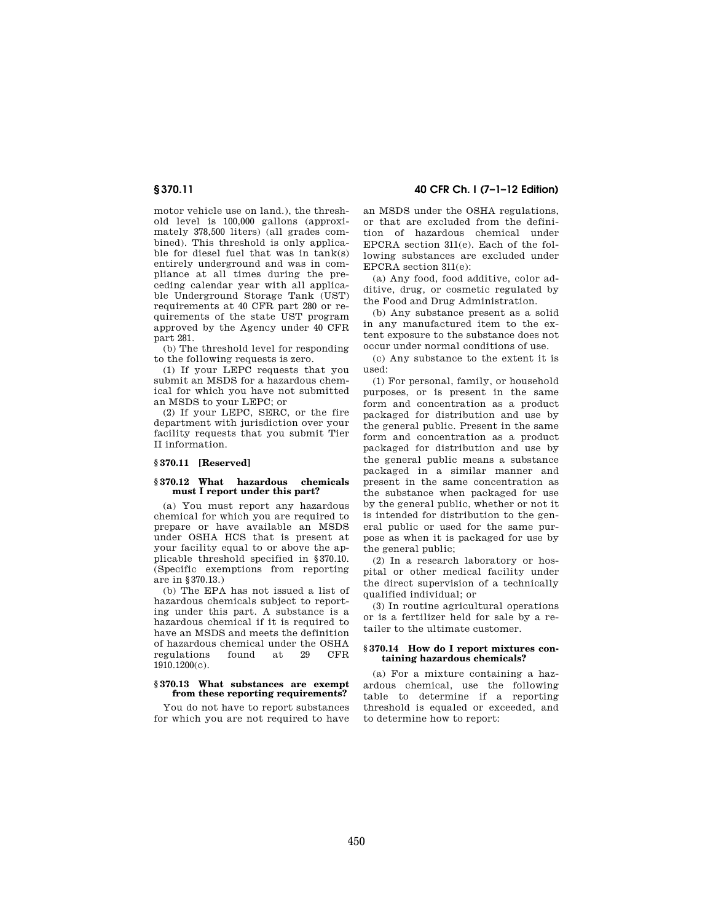motor vehicle use on land.), the threshold level is 100,000 gallons (approximately 378,500 liters) (all grades combined). This threshold is only applicable for diesel fuel that was in tank(s) entirely underground and was in compliance at all times during the preceding calendar year with all applicable Underground Storage Tank (UST) requirements at 40 CFR part 280 or requirements of the state UST program approved by the Agency under 40 CFR part 281.

(b) The threshold level for responding to the following requests is zero.

(1) If your LEPC requests that you submit an MSDS for a hazardous chemical for which you have not submitted an MSDS to your LEPC; or

(2) If your LEPC, SERC, or the fire department with jurisdiction over your facility requests that you submit Tier II information.

### § 370.11 [Reserved]

### § 370.12 What hazardous chemicals must I report under this part?

(a) You must report any hazardous chemical for which you are required to prepare or have available an MSDS under OSHA HCS that is present at your facility equal to or above the applicable threshold specified in § 370.10. (Specific exemptions from reporting are in § 370.13.)

(b) The EPA has not issued a list of hazardous chemicals subject to reporting under this part. A substance is a hazardous chemical if it is required to have an MSDS and meets the definition of hazardous chemical under the OSHA regulations found at 29 CFR 1910.1200(c).

### § 370.13 What substances are exempt from these reporting requirements?

You do not have to report substances for which you are not required to have an MSDS under the OSHA regulations, or that are excluded from the definition of hazardous chemical under EPCRA section 311(e). Each of the following substances are excluded under EPCRA section 311(e):

(a) Any food, food additive, color additive, drug, or cosmetic regulated by the Food and Drug Administration.

(b) Any substance present as a solid in any manufactured item to the extent exposure to the substance does not occur under normal conditions of use.

(c) Any substance to the extent it is used:

(1) For personal, family, or household purposes, or is present in the same form and concentration as a product packaged for distribution and use by the general public. Present in the same form and concentration as a product packaged for distribution and use by the general public means a substance packaged in a similar manner and present in the same concentration as the substance when packaged for use by the general public, whether or not it is intended for distribution to the general public or used for the same purpose as when it is packaged for use by the general public;

(2) In a research laboratory or hospital or other medical facility under the direct supervision of a technically qualified individual; or

(3) In routine agricultural operations or is a fertilizer held for sale by a retailer to the ultimate customer.

### § 370.14 How do I report mixtures containing hazardous chemicals?

(a) For a mixture containing a hazardous chemical, use the following table to determine if a reporting threshold is equaled or exceeded, and to determine how to report: